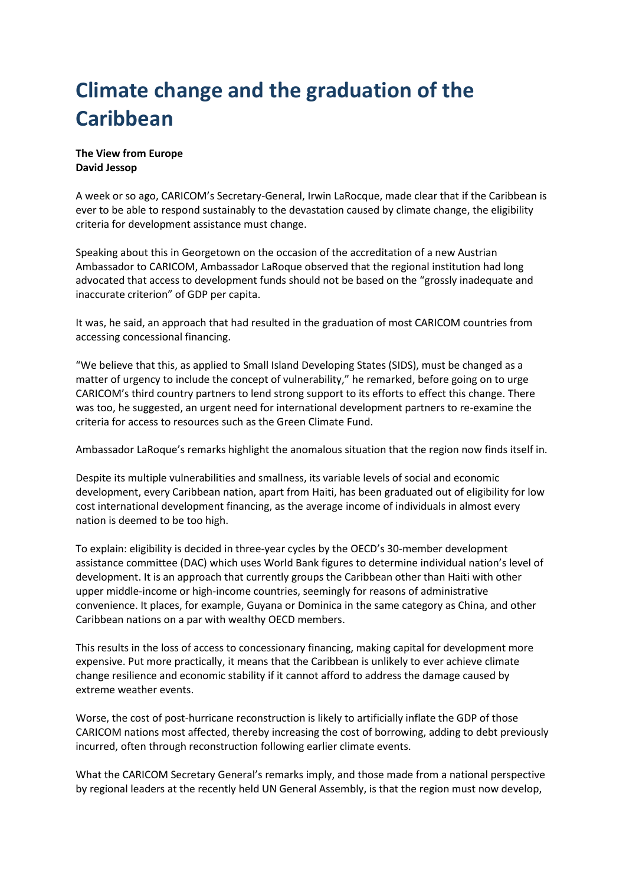# Climate change and the graduation of the Caribbean

**The View from Europe**
**David Jessop**

A week or so ago, CARICOM's Secretary-General, Irwin LaRocque, made clear that if the Caribbean is ever to be able to respond sustainably to the devastation caused by climate change, the eligibility criteria for development assistance must change.

Speaking about this in Georgetown on the occasion of the accreditation of a new Austrian Ambassador to CARICOM, Ambassador LaRoque observed that the regional institution had long advocated that access to development funds should not be based on the "grossly inadequate and inaccurate criterion" of GDP per capita.

It was, he said, an approach that had resulted in the graduation of most CARICOM countries from accessing concessional financing.

"We believe that this, as applied to Small Island Developing States (SIDS), must be changed as a matter of urgency to include the concept of vulnerability," he remarked, before going on to urge CARICOM's third country partners to lend strong support to its efforts to effect this change. There was too, he suggested, an urgent need for international development partners to re-examine the criteria for access to resources such as the Green Climate Fund.

Ambassador LaRoque's remarks highlight the anomalous situation that the region now finds itself in.

Despite its multiple vulnerabilities and smallness, its variable levels of social and economic development, every Caribbean nation, apart from Haiti, has been graduated out of eligibility for low cost international development financing, as the average income of individuals in almost every nation is deemed to be too high.

To explain: eligibility is decided in three-year cycles by the OECD's 30-member development assistance committee (DAC) which uses World Bank figures to determine individual nation's level of development. It is an approach that currently groups the Caribbean other than Haiti with other upper middle-income or high-income countries, seemingly for reasons of administrative convenience. It places, for example, Guyana or Dominica in the same category as China, and other Caribbean nations on a par with wealthy OECD members.

This results in the loss of access to concessionary financing, making capital for development more expensive. Put more practically, it means that the Caribbean is unlikely to ever achieve climate change resilience and economic stability if it cannot afford to address the damage caused by extreme weather events.

Worse, the cost of post-hurricane reconstruction is likely to artificially inflate the GDP of those CARICOM nations most affected, thereby increasing the cost of borrowing, adding to debt previously incurred, often through reconstruction following earlier climate events.

What the CARICOM Secretary General's remarks imply, and those made from a national perspective by regional leaders at the recently held UN General Assembly, is that the region must now develop,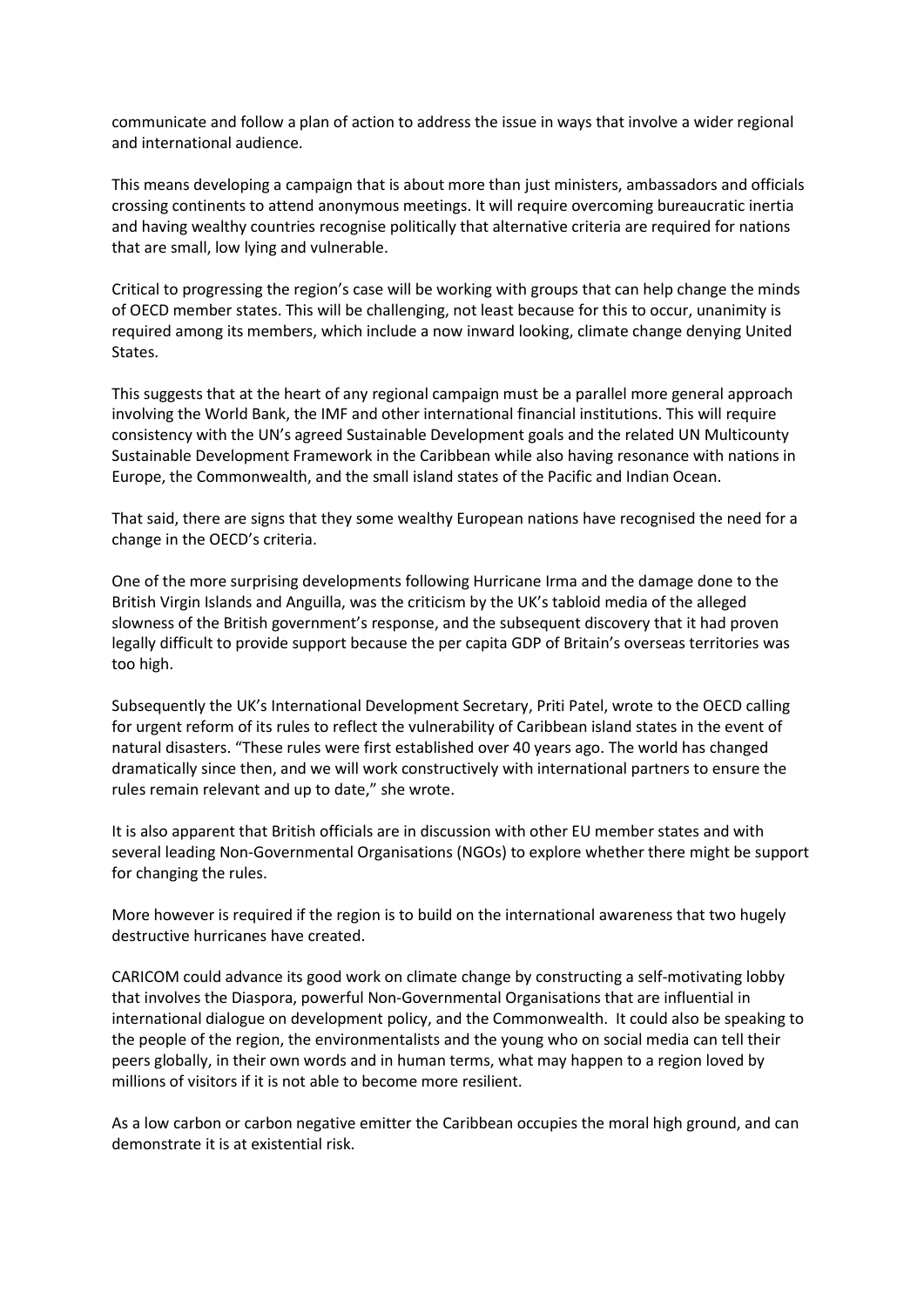communicate and follow a plan of action to address the issue in ways that involve a wider regional and international audience.

This means developing a campaign that is about more than just ministers, ambassadors and officials crossing continents to attend anonymous meetings. It will require overcoming bureaucratic inertia and having wealthy countries recognise politically that alternative criteria are required for nations that are small, low lying and vulnerable.

Critical to progressing the region's case will be working with groups that can help change the minds of OECD member states. This will be challenging, not least because for this to occur, unanimity is required among its members, which include a now inward looking, climate change denying United States.

This suggests that at the heart of any regional campaign must be a parallel more general approach involving the World Bank, the IMF and other international financial institutions. This will require consistency with the UN's agreed Sustainable Development goals and the related UN Multicounty Sustainable Development Framework in the Caribbean while also having resonance with nations in Europe, the Commonwealth, and the small island states of the Pacific and Indian Ocean.

That said, there are signs that they some wealthy European nations have recognised the need for a change in the OECD's criteria.

One of the more surprising developments following Hurricane Irma and the damage done to the British Virgin Islands and Anguilla, was the criticism by the UK's tabloid media of the alleged slowness of the British government's response, and the subsequent discovery that it had proven legally difficult to provide support because the per capita GDP of Britain's overseas territories was too high.

Subsequently the UK's International Development Secretary, Priti Patel, wrote to the OECD calling for urgent reform of its rules to reflect the vulnerability of Caribbean island states in the event of natural disasters. "These rules were first established over 40 years ago. The world has changed dramatically since then, and we will work constructively with international partners to ensure the rules remain relevant and up to date," she wrote.

It is also apparent that British officials are in discussion with other EU member states and with several leading Non-Governmental Organisations (NGOs) to explore whether there might be support for changing the rules.

More however is required if the region is to build on the international awareness that two hugely destructive hurricanes have created.

CARICOM could advance its good work on climate change by constructing a self-motivating lobby that involves the Diaspora, powerful Non-Governmental Organisations that are influential in international dialogue on development policy, and the Commonwealth. It could also be speaking to the people of the region, the environmentalists and the young who on social media can tell their peers globally, in their own words and in human terms, what may happen to a region loved by millions of visitors if it is not able to become more resilient.

As a low carbon or carbon negative emitter the Caribbean occupies the moral high ground, and can demonstrate it is at existential risk.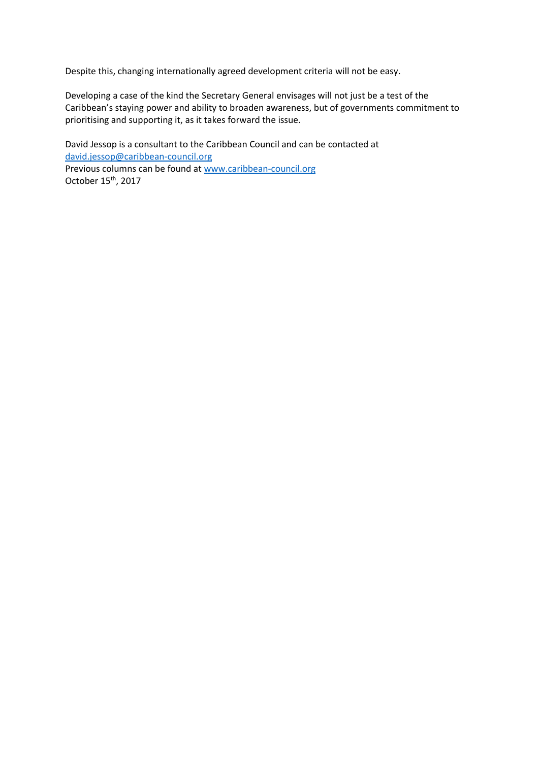Despite this, changing internationally agreed development criteria will not be easy.

Developing a case of the kind the Secretary General envisages will not just be a test of the Caribbean's staying power and ability to broaden awareness, but of governments commitment to prioritising and supporting it, as it takes forward the issue.

David Jessop is a consultant to the Caribbean Council and can be contacted at david.jessop@caribbean-council.org
Previous columns can be found at www.caribbean-council.org
October 15th, 2017